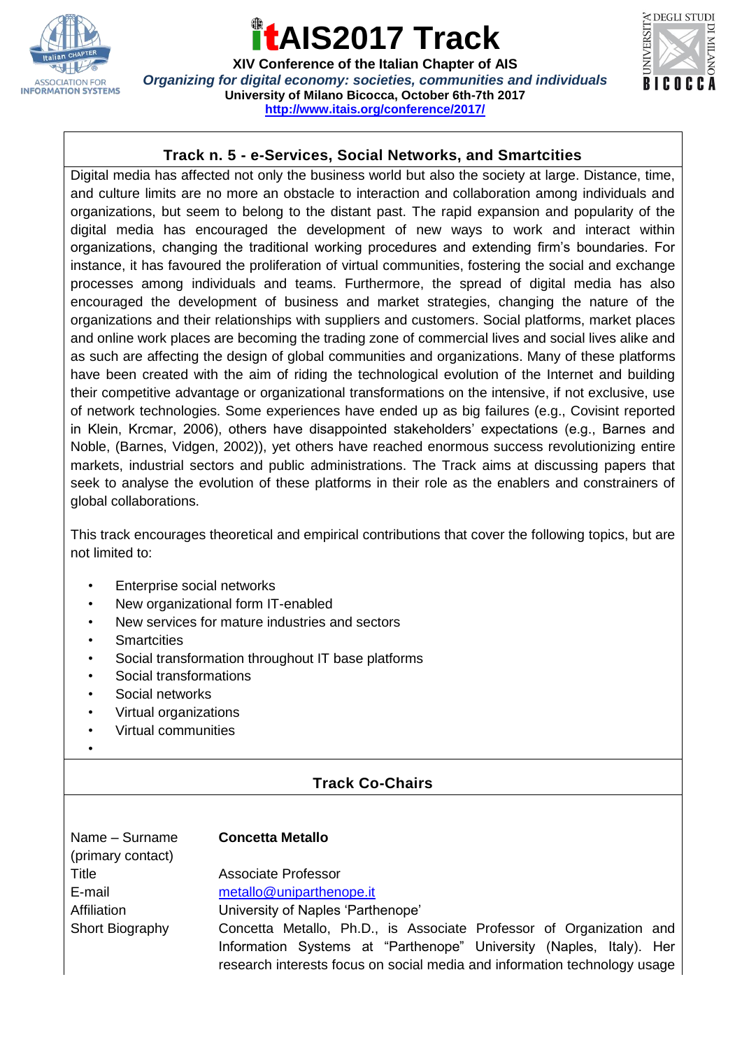# itAIS2017 Track

**XIV Conference of the Italian Chapter of AIS**

***Organizing for digital economy: societies, communities and individuals***

**University of Milano Bicocca, October 6th-7th 2017**

**http://www.itais.org/conference/2017/**

## Track n. 5 - e-Services, Social Networks, and Smartcities

Digital media has affected not only the business world but also the society at large. Distance, time, and culture limits are no more an obstacle to interaction and collaboration among individuals and organizations, but seem to belong to the distant past. The rapid expansion and popularity of the digital media has encouraged the development of new ways to work and interact within organizations, changing the traditional working procedures and extending firm's boundaries. For instance, it has favoured the proliferation of virtual communities, fostering the social and exchange processes among individuals and teams. Furthermore, the spread of digital media has also encouraged the development of business and market strategies, changing the nature of the organizations and their relationships with suppliers and customers. Social platforms, market places and online work places are becoming the trading zone of commercial lives and social lives alike and as such are affecting the design of global communities and organizations. Many of these platforms have been created with the aim of riding the technological evolution of the Internet and building their competitive advantage or organizational transformations on the intensive, if not exclusive, use of network technologies. Some experiences have ended up as big failures (e.g., Covisint reported in Klein, Krcmar, 2006), others have disappointed stakeholders' expectations (e.g., Barnes and Noble, (Barnes, Vidgen, 2002)), yet others have reached enormous success revolutionizing entire markets, industrial sectors and public administrations. The Track aims at discussing papers that seek to analyse the evolution of these platforms in their role as the enablers and constrainers of global collaborations.

This track encourages theoretical and empirical contributions that cover the following topics, but are not limited to:

- Enterprise social networks
- New organizational form IT-enabled
- New services for mature industries and sectors
- Smartcities
- Social transformation throughout IT base platforms
- Social transformations
- Social networks
- Virtual organizations
- Virtual communities

## Track Co-Chairs

| | |
|---|---|
| Name – Surname (primary contact) | **Concetta Metallo** |
| Title | Associate Professor |
| E-mail | metallo@uniparthenope.it |
| Affiliation | University of Naples 'Parthenope' |
| Short Biography | Concetta Metallo, Ph.D., is Associate Professor of Organization and Information Systems at "Parthenope" University (Naples, Italy). Her research interests focus on social media and information technology usage |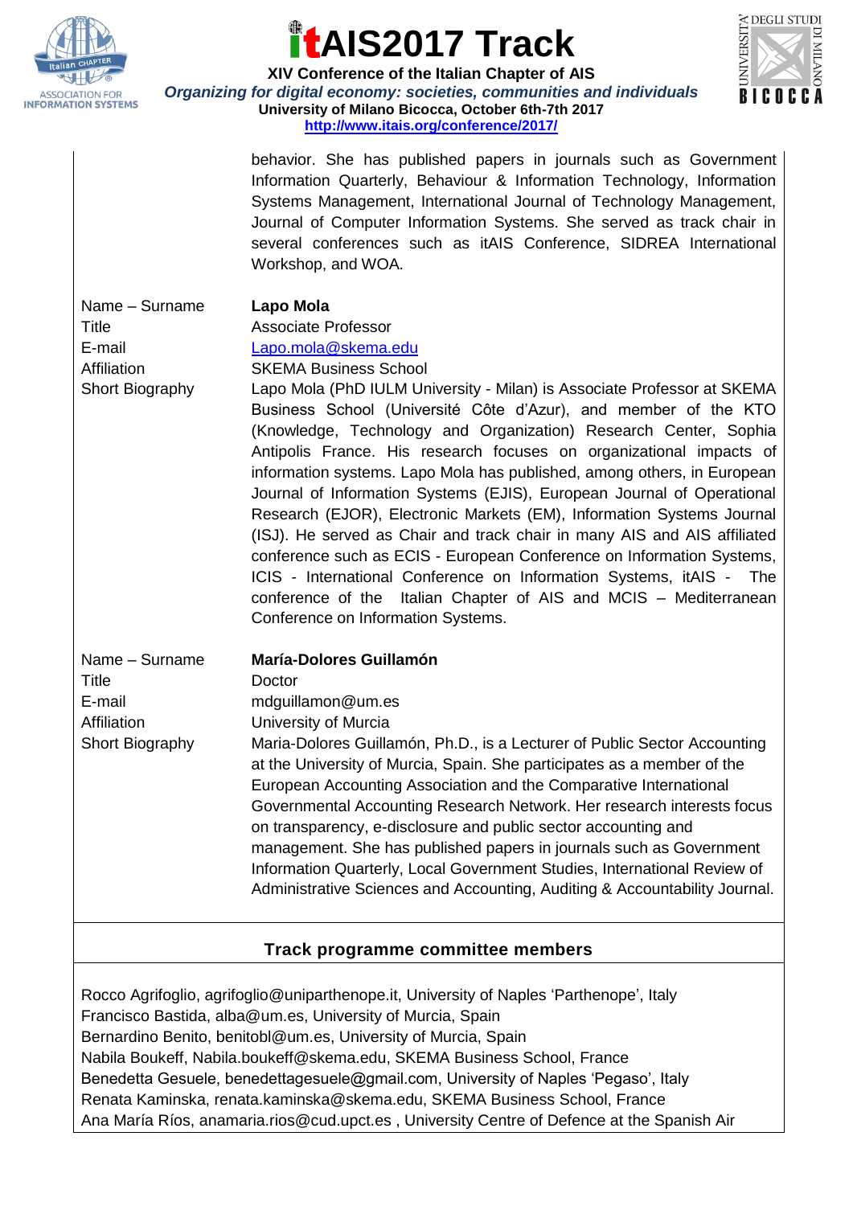behavior. She has published papers in journals such as Government Information Quarterly, Behaviour & Information Technology, Information Systems Management, International Journal of Technology Management, Journal of Computer Information Systems. She served as track chair in several conferences such as itAIS Conference, SIDREA International Workshop, and WOA.

| | |
|---|---|
| Name – Surname | **Lapo Mola** |
| Title | Associate Professor |
| E-mail | Lapo.mola@skema.edu |
| Affiliation | SKEMA Business School |
| Short Biography | Lapo Mola (PhD IULM University - Milan) is Associate Professor at SKEMA Business School (Université Côte d'Azur), and member of the KTO (Knowledge, Technology and Organization) Research Center, Sophia Antipolis France. His research focuses on organizational impacts of information systems. Lapo Mola has published, among others, in European Journal of Information Systems (EJIS), European Journal of Operational Research (EJOR), Electronic Markets (EM), Information Systems Journal (ISJ). He served as Chair and track chair in many AIS and AIS affiliated conference such as ECIS - European Conference on Information Systems, ICIS - International Conference on Information Systems, itAIS - The conference of the Italian Chapter of AIS and MCIS – Mediterranean Conference on Information Systems. |
| Name – Surname | **María-Dolores Guillamón** |
| Title | Doctor |
| E-mail | mdguillamon@um.es |
| Affiliation | University of Murcia |
| Short Biography | Maria-Dolores Guillamón, Ph.D., is a Lecturer of Public Sector Accounting at the University of Murcia, Spain. She participates as a member of the European Accounting Association and the Comparative International Governmental Accounting Research Network. Her research interests focus on transparency, e-disclosure and public sector accounting and management. She has published papers in journals such as Government Information Quarterly, Local Government Studies, International Review of Administrative Sciences and Accounting, Auditing & Accountability Journal. |

## Track programme committee members

Rocco Agrifoglio, agrifoglio@uniparthenope.it, University of Naples 'Parthenope', Italy
Francisco Bastida, alba@um.es, University of Murcia, Spain
Bernardino Benito, benitobl@um.es, University of Murcia, Spain
Nabila Boukeff, Nabila.boukeff@skema.edu, SKEMA Business School, France
Benedetta Gesuele, benedettagesuele@gmail.com, University of Naples 'Pegaso', Italy
Renata Kaminska, renata.kaminska@skema.edu, SKEMA Business School, France
Ana María Ríos, anamaria.rios@cud.upct.es , University Centre of Defence at the Spanish Air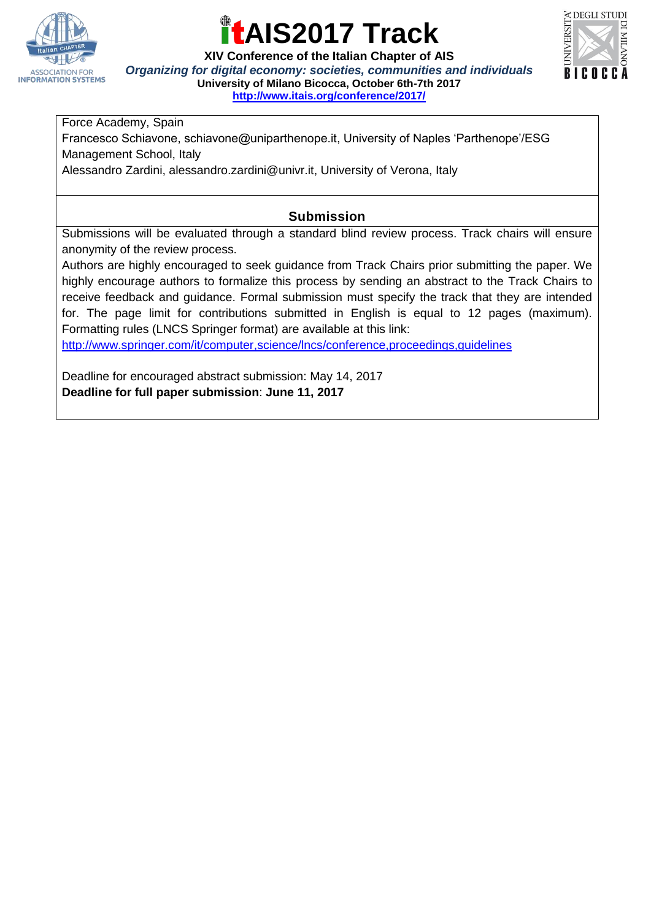Force Academy, Spain

Francesco Schiavone, schiavone@uniparthenope.it, University of Naples 'Parthenope'/ESG Management School, Italy

Alessandro Zardini, alessandro.zardini@univr.it, University of Verona, Italy

## Submission

Submissions will be evaluated through a standard blind review process. Track chairs will ensure anonymity of the review process.

Authors are highly encouraged to seek guidance from Track Chairs prior submitting the paper. We highly encourage authors to formalize this process by sending an abstract to the Track Chairs to receive feedback and guidance. Formal submission must specify the track that they are intended for. The page limit for contributions submitted in English is equal to 12 pages (maximum). Formatting rules (LNCS Springer format) are available at this link:

http://www.springer.com/it/computer,science/lncs/conference,proceedings,guidelines

Deadline for encouraged abstract submission: May 14, 2017

**Deadline for full paper submission**: **June 11, 2017**